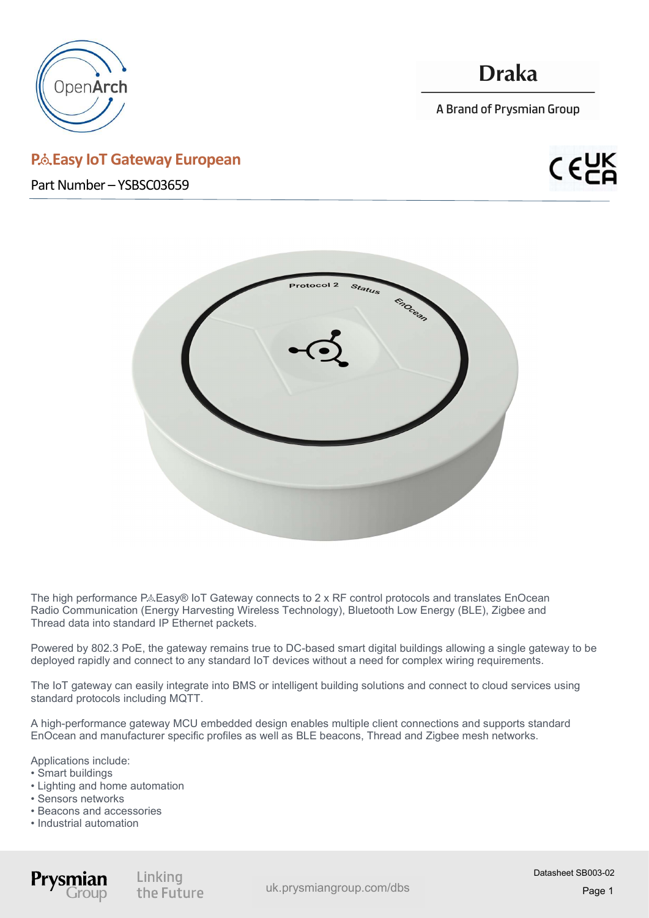Draka

A Brand of Prysmian Group

# P⚇Easy IoT Gateway European

Part Number – YSBSC03659

The high performance P⚇Easy® IoT Gateway connects to 2 x RF control protocols and translates EnOcean Radio Communication (Energy Harvesting Wireless Technology), Bluetooth Low Energy (BLE), Zigbee and Thread data into standard IP Ethernet packets.

Powered by 802.3 PoE, the gateway remains true to DC-based smart digital buildings allowing a single gateway to be deployed rapidly and connect to any standard IoT devices without a need for complex wiring requirements.

The IoT gateway can easily integrate into BMS or intelligent building solutions and connect to cloud services using standard protocols including MQTT.

A high-performance gateway MCU embedded design enables multiple client connections and supports standard EnOcean and manufacturer specific profiles as well as BLE beacons, Thread and Zigbee mesh networks.

Applications include:
- Smart buildings
- Lighting and home automation
- Sensors networks
- Beacons and accessories
- Industrial automation

uk.prysmiangroup.com/dbs

Datasheet SB003-02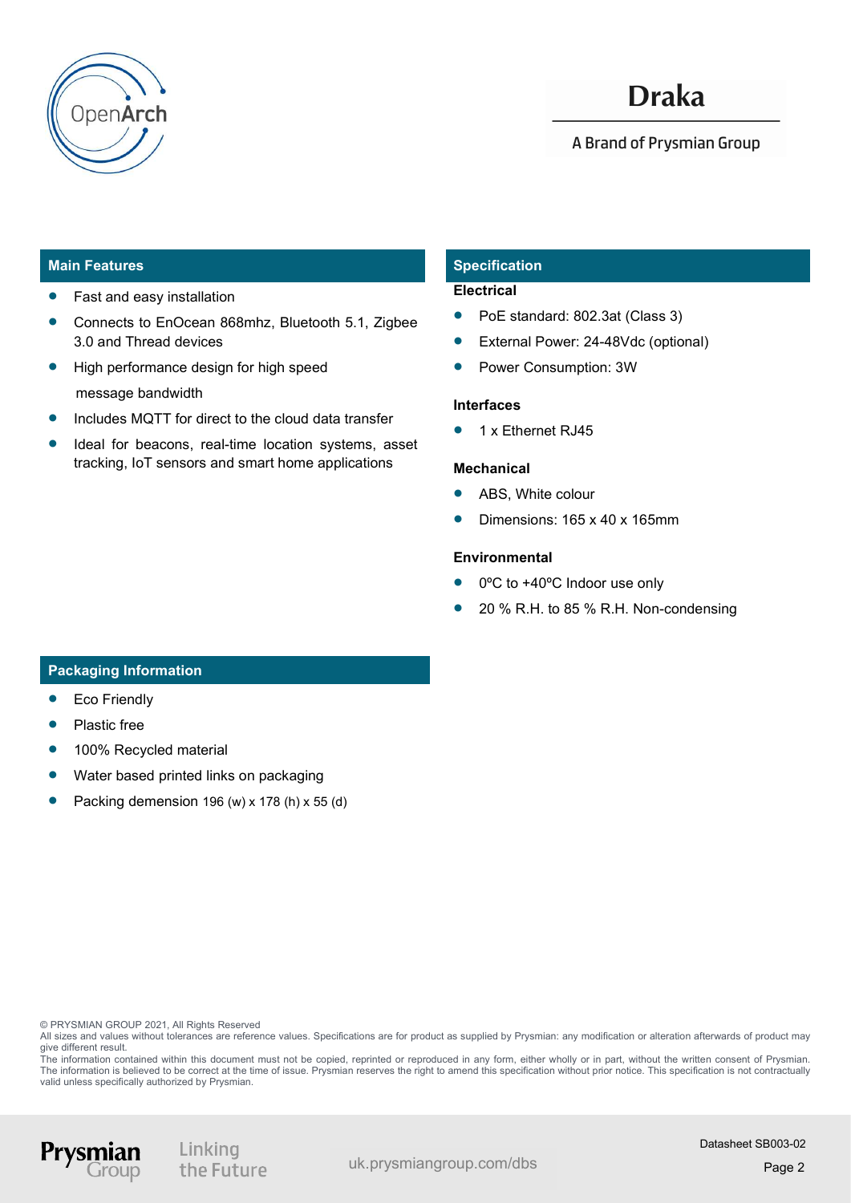## Main Features

- Fast and easy installation
- Connects to EnOcean 868mhz, Bluetooth 5.1, Zigbee 3.0 and Thread devices
- High performance design for high speed message bandwidth
- Includes MQTT for direct to the cloud data transfer
- Ideal for beacons, real-time location systems, asset tracking, IoT sensors and smart home applications

## Specification

### Electrical

- PoE standard: 802.3at (Class 3)
- External Power: 24-48Vdc (optional)
- Power Consumption: 3W

### Interfaces

- 1 x Ethernet RJ45

### Mechanical

- ABS, White colour
- Dimensions: 165 x 40 x 165mm

### Environmental

- 0ºC to +40ºC Indoor use only
- 20 % R.H. to 85 % R.H. Non-condensing

## Packaging Information

- Eco Friendly
- Plastic free
- 100% Recycled material
- Water based printed links on packaging
- Packing demension 196 (w) x 178 (h) x 55 (d)

© PRYSMIAN GROUP 2021, All Rights Reserved
All sizes and values without tolerances are reference values. Specifications are for product as supplied by Prysmian: any modification or alteration afterwards of product may give different result.
The information contained within this document must not be copied, reprinted or reproduced in any form, either wholly or in part, without the written consent of Prysmian. The information is believed to be correct at the time of issue. Prysmian reserves the right to amend this specification without prior notice. This specification is not contractually valid unless specifically authorized by Prysmian.